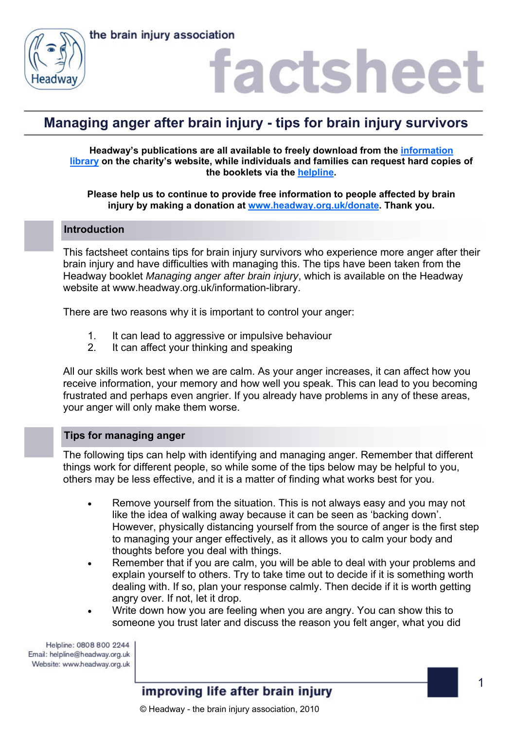the brain injury association

# factsheet

## Managing anger after brain injury - tips for brain injury survivors

**Headway's publications are all available to freely download from the [information library](#) on the charity's website, while individuals and families can request hard copies of the booklets via the [helpline](#).**

**Please help us to continue to provide free information to people affected by brain injury by making a donation at [www.headway.org.uk/donate](#). Thank you.**

### Introduction

This factsheet contains tips for brain injury survivors who experience more anger after their brain injury and have difficulties with managing this. The tips have been taken from the Headway booklet *Managing anger after brain injury*, which is available on the Headway website at www.headway.org.uk/information-library.

There are two reasons why it is important to control your anger:

1. It can lead to aggressive or impulsive behaviour
2. It can affect your thinking and speaking

All our skills work best when we are calm. As your anger increases, it can affect how you receive information, your memory and how well you speak. This can lead to you becoming frustrated and perhaps even angrier. If you already have problems in any of these areas, your anger will only make them worse.

### Tips for managing anger

The following tips can help with identifying and managing anger. Remember that different things work for different people, so while some of the tips below may be helpful to you, others may be less effective, and it is a matter of finding what works best for you.

- Remove yourself from the situation. This is not always easy and you may not like the idea of walking away because it can be seen as 'backing down'. However, physically distancing yourself from the source of anger is the first step to managing your anger effectively, as it allows you to calm your body and thoughts before you deal with things.
- Remember that if you are calm, you will be able to deal with your problems and explain yourself to others. Try to take time out to decide if it is something worth dealing with. If so, plan your response calmly. Then decide if it is worth getting angry over. If not, let it drop.
- Write down how you are feeling when you are angry. You can show this to someone you trust later and discuss the reason you felt anger, what you did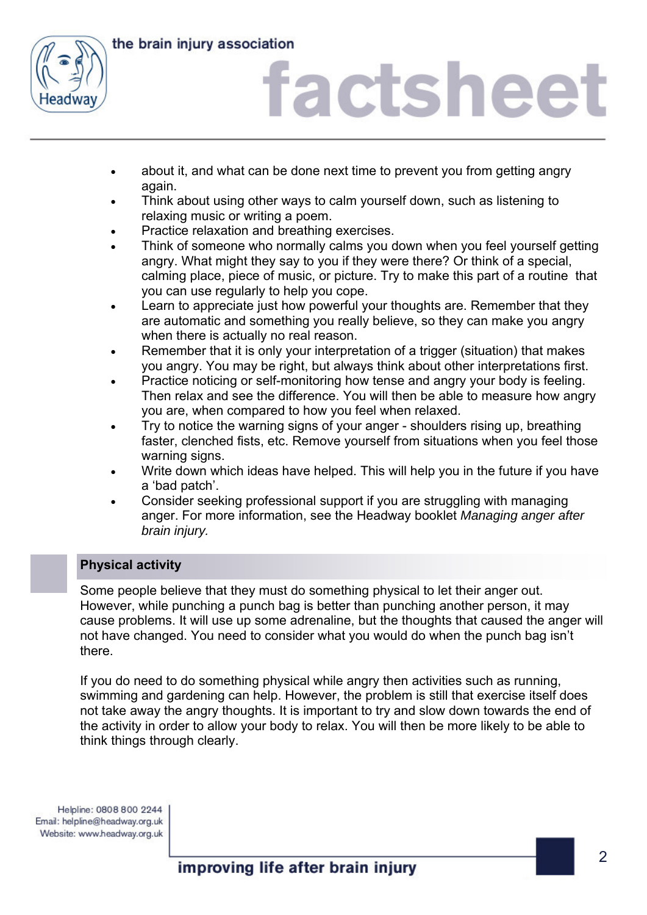- about it, and what can be done next time to prevent you from getting angry again.
- Think about using other ways to calm yourself down, such as listening to relaxing music or writing a poem.
- Practice relaxation and breathing exercises.
- Think of someone who normally calms you down when you feel yourself getting angry. What might they say to you if they were there? Or think of a special, calming place, piece of music, or picture. Try to make this part of a routine that you can use regularly to help you cope.
- Learn to appreciate just how powerful your thoughts are. Remember that they are automatic and something you really believe, so they can make you angry when there is actually no real reason.
- Remember that it is only your interpretation of a trigger (situation) that makes you angry. You may be right, but always think about other interpretations first.
- Practice noticing or self-monitoring how tense and angry your body is feeling. Then relax and see the difference. You will then be able to measure how angry you are, when compared to how you feel when relaxed.
- Try to notice the warning signs of your anger - shoulders rising up, breathing faster, clenched fists, etc. Remove yourself from situations when you feel those warning signs.
- Write down which ideas have helped. This will help you in the future if you have a 'bad patch'.
- Consider seeking professional support if you are struggling with managing anger. For more information, see the Headway booklet *Managing anger after brain injury.*

## Physical activity

Some people believe that they must do something physical to let their anger out. However, while punching a punch bag is better than punching another person, it may cause problems. It will use up some adrenaline, but the thoughts that caused the anger will not have changed. You need to consider what you would do when the punch bag isn't there.

If you do need to do something physical while angry then activities such as running, swimming and gardening can help. However, the problem is still that exercise itself does not take away the angry thoughts. It is important to try and slow down towards the end of the activity in order to allow your body to relax. You will then be more likely to be able to think things through clearly.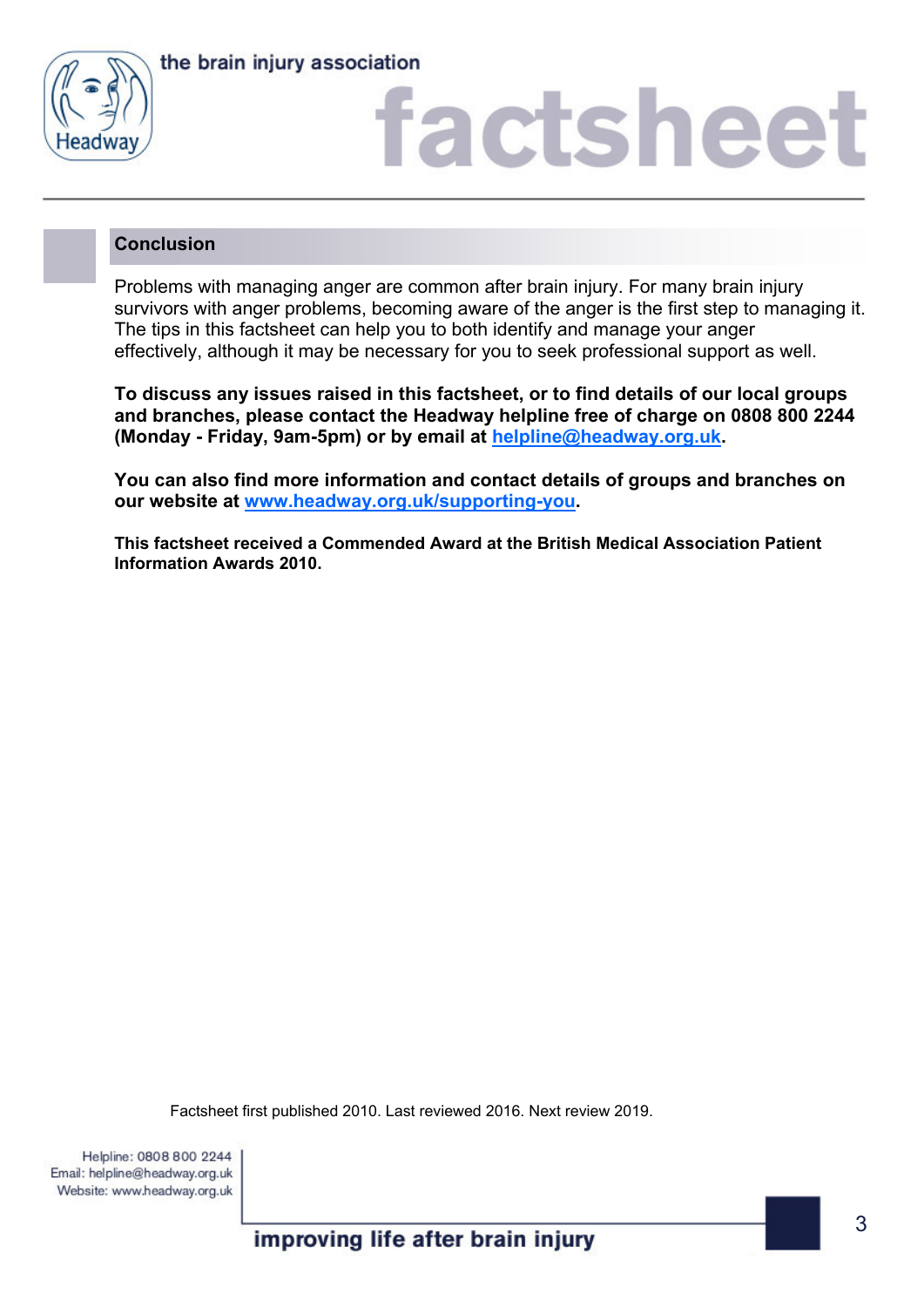## Conclusion

Problems with managing anger are common after brain injury. For many brain injury survivors with anger problems, becoming aware of the anger is the first step to managing it. The tips in this factsheet can help you to both identify and manage your anger effectively, although it may be necessary for you to seek professional support as well.

**To discuss any issues raised in this factsheet, or to find details of our local groups and branches, please contact the Headway helpline free of charge on 0808 800 2244 (Monday - Friday, 9am-5pm) or by email at helpline@headway.org.uk.**

**You can also find more information and contact details of groups and branches on our website at www.headway.org.uk/supporting-you.**

**This factsheet received a Commended Award at the British Medical Association Patient Information Awards 2010.**

Factsheet first published 2010. Last reviewed 2016. Next review 2019.